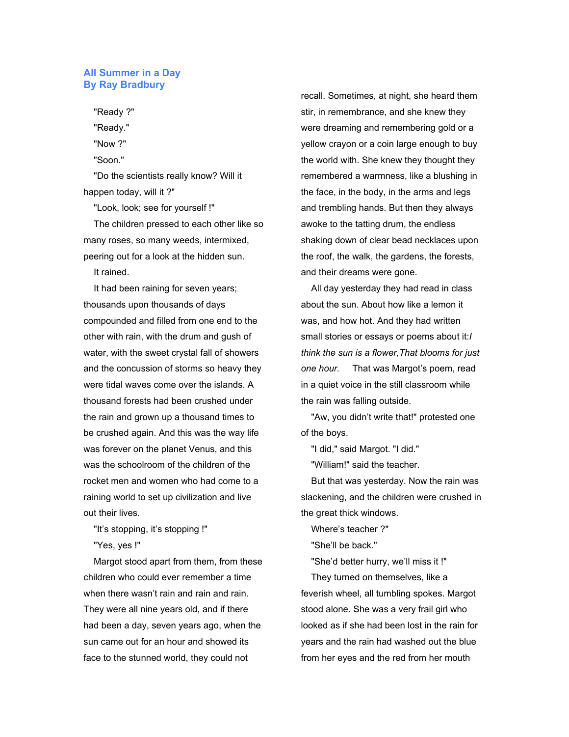# All Summer in a Day
## By Ray Bradbury

"Ready ?"

"Ready."

"Now ?"

"Soon."

"Do the scientists really know? Will it happen today, will it ?"

"Look, look; see for yourself !"

The children pressed to each other like so many roses, so many weeds, intermixed, peering out for a look at the hidden sun.

It rained.

It had been raining for seven years; thousands upon thousands of days compounded and filled from one end to the other with rain, with the drum and gush of water, with the sweet crystal fall of showers and the concussion of storms so heavy they were tidal waves come over the islands. A thousand forests had been crushed under the rain and grown up a thousand times to be crushed again. And this was the way life was forever on the planet Venus, and this was the schoolroom of the children of the rocket men and women who had come to a raining world to set up civilization and live out their lives.

"It's stopping, it's stopping !"

"Yes, yes !"

Margot stood apart from them, from these children who could ever remember a time when there wasn't rain and rain and rain. They were all nine years old, and if there had been a day, seven years ago, when the sun came out for an hour and showed its face to the stunned world, they could not recall. Sometimes, at night, she heard them stir, in remembrance, and she knew they were dreaming and remembering gold or a yellow crayon or a coin large enough to buy the world with. She knew they thought they remembered a warmness, like a blushing in the face, in the body, in the arms and legs and trembling hands. But then they always awoke to the tatting drum, the endless shaking down of clear bead necklaces upon the roof, the walk, the gardens, the forests, and their dreams were gone.

All day yesterday they had read in class about the sun. About how like a lemon it was, and how hot. And they had written small stories or essays or poems about it:*I think the sun is a flower,That blooms for just one hour.* That was Margot's poem, read in a quiet voice in the still classroom while the rain was falling outside.

"Aw, you didn't write that!" protested one of the boys.

"I did," said Margot. "I did."

"William!" said the teacher.

But that was yesterday. Now the rain was slackening, and the children were crushed in the great thick windows.

Where's teacher ?"

"She'll be back."

"She'd better hurry, we'll miss it !"

They turned on themselves, like a feverish wheel, all tumbling spokes. Margot stood alone. She was a very frail girl who looked as if she had been lost in the rain for years and the rain had washed out the blue from her eyes and the red from her mouth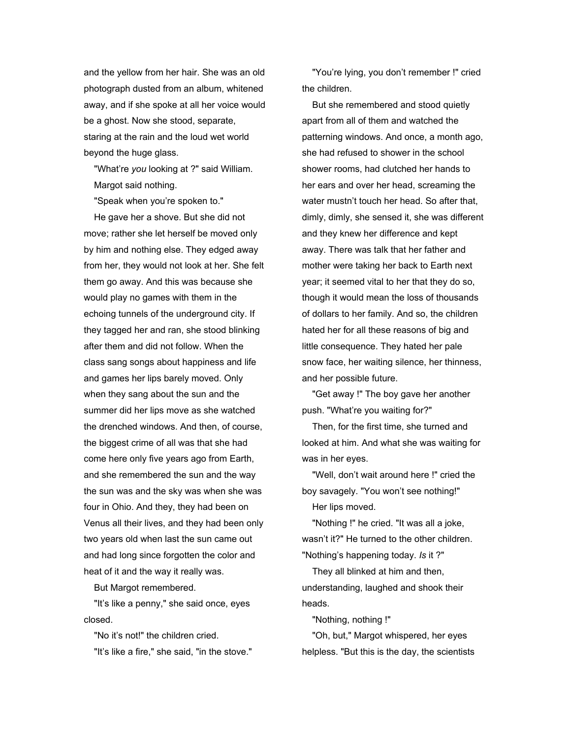and the yellow from her hair. She was an old photograph dusted from an album, whitened away, and if she spoke at all her voice would be a ghost. Now she stood, separate, staring at the rain and the loud wet world beyond the huge glass.

"What're *you* looking at ?" said William.

Margot said nothing.

"Speak when you're spoken to."

He gave her a shove. But she did not move; rather she let herself be moved only by him and nothing else. They edged away from her, they would not look at her. She felt them go away. And this was because she would play no games with them in the echoing tunnels of the underground city. If they tagged her and ran, she stood blinking after them and did not follow. When the class sang songs about happiness and life and games her lips barely moved. Only when they sang about the sun and the summer did her lips move as she watched the drenched windows. And then, of course, the biggest crime of all was that she had come here only five years ago from Earth, and she remembered the sun and the way the sun was and the sky was when she was four in Ohio. And they, they had been on Venus all their lives, and they had been only two years old when last the sun came out and had long since forgotten the color and heat of it and the way it really was.

But Margot remembered.

"It's like a penny," she said once, eyes closed.

"No it's not!" the children cried.

"It's like a fire," she said, "in the stove."

"You're lying, you don't remember !" cried the children.

But she remembered and stood quietly apart from all of them and watched the patterning windows. And once, a month ago, she had refused to shower in the school shower rooms, had clutched her hands to her ears and over her head, screaming the water mustn't touch her head. So after that, dimly, dimly, she sensed it, she was different and they knew her difference and kept away. There was talk that her father and mother were taking her back to Earth next year; it seemed vital to her that they do so, though it would mean the loss of thousands of dollars to her family. And so, the children hated her for all these reasons of big and little consequence. They hated her pale snow face, her waiting silence, her thinness, and her possible future.

"Get away !" The boy gave her another push. "What're you waiting for?"

Then, for the first time, she turned and looked at him. And what she was waiting for was in her eyes.

"Well, don't wait around here !" cried the boy savagely. "You won't see nothing!"

Her lips moved.

"Nothing !" he cried. "It was all a joke, wasn't it?" He turned to the other children. "Nothing's happening today. *Is* it ?"

They all blinked at him and then, understanding, laughed and shook their heads.

"Nothing, nothing !"

"Oh, but," Margot whispered, her eyes helpless. "But this is the day, the scientists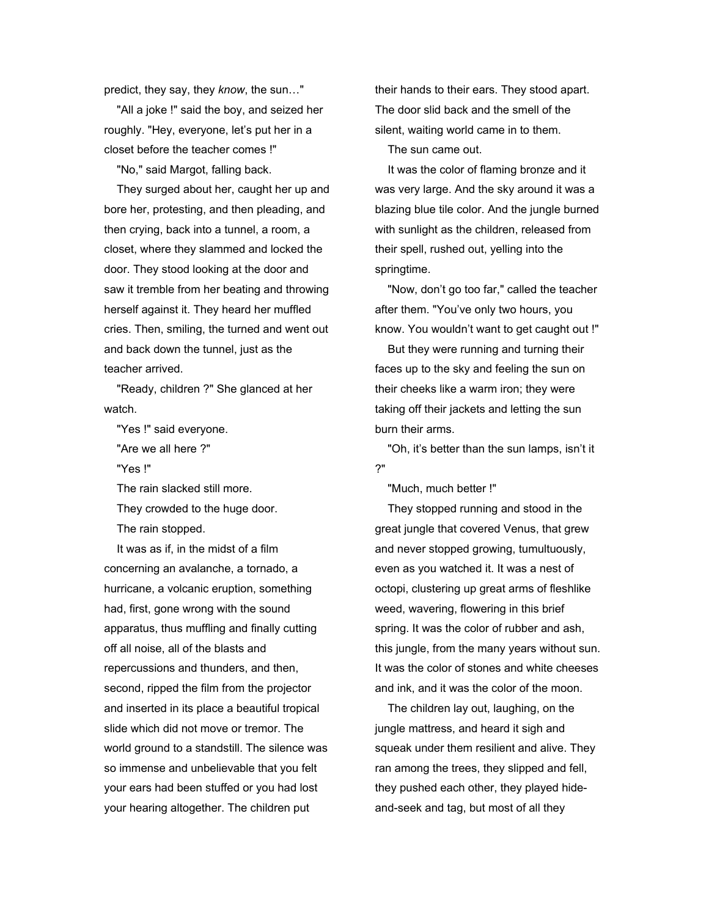predict, they say, they *know*, the sun…"

"All a joke !" said the boy, and seized her roughly. "Hey, everyone, let's put her in a closet before the teacher comes !"

"No," said Margot, falling back.

They surged about her, caught her up and bore her, protesting, and then pleading, and then crying, back into a tunnel, a room, a closet, where they slammed and locked the door. They stood looking at the door and saw it tremble from her beating and throwing herself against it. They heard her muffled cries. Then, smiling, the turned and went out and back down the tunnel, just as the teacher arrived.

"Ready, children ?" She glanced at her watch.

"Yes !" said everyone.

"Are we all here ?"

"Yes !"

The rain slacked still more.

They crowded to the huge door.

The rain stopped.

It was as if, in the midst of a film concerning an avalanche, a tornado, a hurricane, a volcanic eruption, something had, first, gone wrong with the sound apparatus, thus muffling and finally cutting off all noise, all of the blasts and repercussions and thunders, and then, second, ripped the film from the projector and inserted in its place a beautiful tropical slide which did not move or tremor. The world ground to a standstill. The silence was so immense and unbelievable that you felt your ears had been stuffed or you had lost your hearing altogether. The children put their hands to their ears. They stood apart. The door slid back and the smell of the silent, waiting world came in to them.

The sun came out.

It was the color of flaming bronze and it was very large. And the sky around it was a blazing blue tile color. And the jungle burned with sunlight as the children, released from their spell, rushed out, yelling into the springtime.

"Now, don't go too far," called the teacher after them. "You've only two hours, you know. You wouldn't want to get caught out !"

But they were running and turning their faces up to the sky and feeling the sun on their cheeks like a warm iron; they were taking off their jackets and letting the sun burn their arms.

"Oh, it's better than the sun lamps, isn't it ?"

"Much, much better !"

They stopped running and stood in the great jungle that covered Venus, that grew and never stopped growing, tumultuously, even as you watched it. It was a nest of octopi, clustering up great arms of fleshlike weed, wavering, flowering in this brief spring. It was the color of rubber and ash, this jungle, from the many years without sun. It was the color of stones and white cheeses and ink, and it was the color of the moon.

The children lay out, laughing, on the jungle mattress, and heard it sigh and squeak under them resilient and alive. They ran among the trees, they slipped and fell, they pushed each other, they played hide-and-seek and tag, but most of all they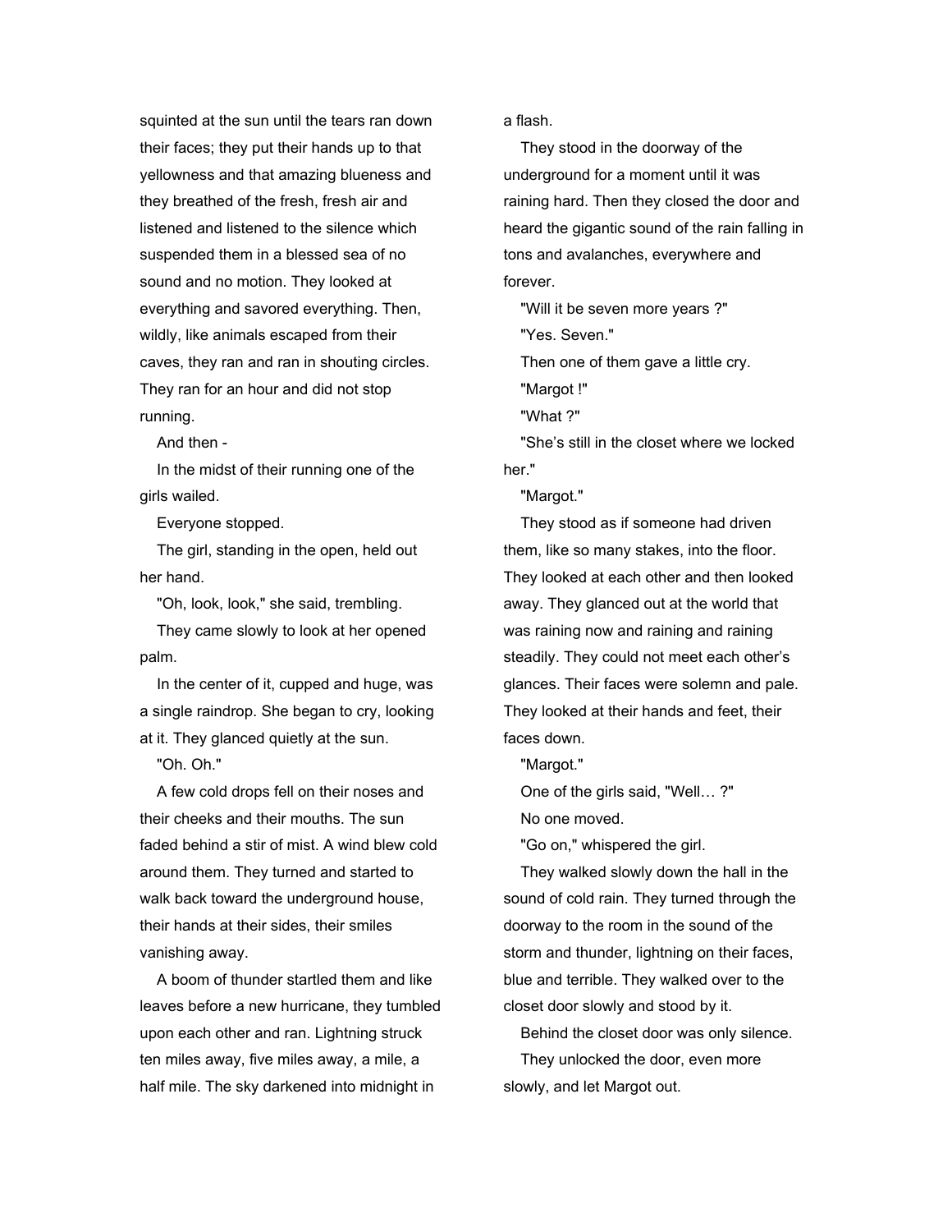squinted at the sun until the tears ran down their faces; they put their hands up to that yellowness and that amazing blueness and they breathed of the fresh, fresh air and listened and listened to the silence which suspended them in a blessed sea of no sound and no motion. They looked at everything and savored everything. Then, wildly, like animals escaped from their caves, they ran and ran in shouting circles. They ran for an hour and did not stop running.

And then -

In the midst of their running one of the girls wailed.

Everyone stopped.

The girl, standing in the open, held out her hand.

"Oh, look, look," she said, trembling.

They came slowly to look at her opened palm.

In the center of it, cupped and huge, was a single raindrop. She began to cry, looking at it. They glanced quietly at the sun.

"Oh. Oh."

A few cold drops fell on their noses and their cheeks and their mouths. The sun faded behind a stir of mist. A wind blew cold around them. They turned and started to walk back toward the underground house, their hands at their sides, their smiles vanishing away.

A boom of thunder startled them and like leaves before a new hurricane, they tumbled upon each other and ran. Lightning struck ten miles away, five miles away, a mile, a half mile. The sky darkened into midnight in a flash.

They stood in the doorway of the underground for a moment until it was raining hard. Then they closed the door and heard the gigantic sound of the rain falling in tons and avalanches, everywhere and forever.

"Will it be seven more years ?"

"Yes. Seven."

Then one of them gave a little cry.

"Margot !"

"What ?"

"She's still in the closet where we locked her."

"Margot."

They stood as if someone had driven them, like so many stakes, into the floor. They looked at each other and then looked away. They glanced out at the world that was raining now and raining and raining steadily. They could not meet each other's glances. Their faces were solemn and pale. They looked at their hands and feet, their faces down.

"Margot."

One of the girls said, "Well… ?"

No one moved.

"Go on," whispered the girl.

They walked slowly down the hall in the sound of cold rain. They turned through the doorway to the room in the sound of the storm and thunder, lightning on their faces, blue and terrible. They walked over to the closet door slowly and stood by it.

Behind the closet door was only silence.

They unlocked the door, even more slowly, and let Margot out.